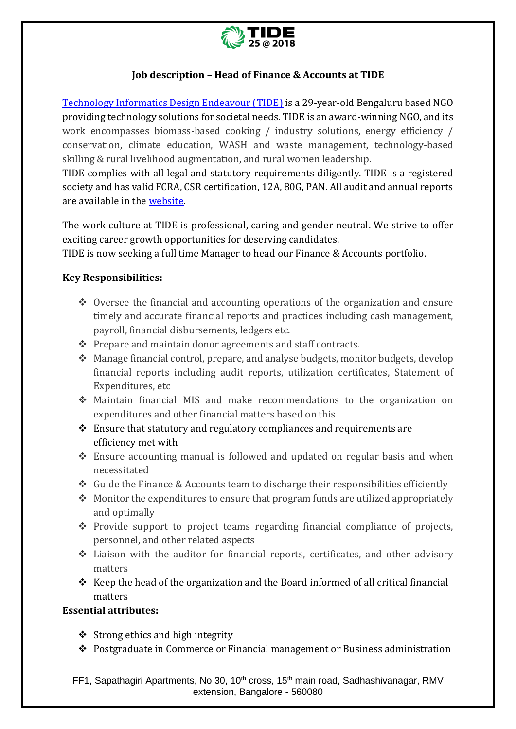## Job description – Head of Finance & Accounts at TIDE

[Technology Informatics Design Endeavour (TIDE)] is a 29-year-old Bengaluru based NGO providing technology solutions for societal needs. TIDE is an award-winning NGO, and its work encompasses biomass-based cooking / industry solutions, energy efficiency / conservation, climate education, WASH and waste management, technology-based skilling & rural livelihood augmentation, and rural women leadership.

TIDE complies with all legal and statutory requirements diligently. TIDE is a registered society and has valid FCRA, CSR certification, 12A, 80G, PAN. All audit and annual reports are available in the [website].

The work culture at TIDE is professional, caring and gender neutral. We strive to offer exciting career growth opportunities for deserving candidates.

TIDE is now seeking a full time Manager to head our Finance & Accounts portfolio.

**Key Responsibilities:**

- Oversee the financial and accounting operations of the organization and ensure timely and accurate financial reports and practices including cash management, payroll, financial disbursements, ledgers etc.
- Prepare and maintain donor agreements and staff contracts.
- Manage financial control, prepare, and analyse budgets, monitor budgets, develop financial reports including audit reports, utilization certificates, Statement of Expenditures, etc
- Maintain financial MIS and make recommendations to the organization on expenditures and other financial matters based on this
- Ensure that statutory and regulatory compliances and requirements are efficiency met with
- Ensure accounting manual is followed and updated on regular basis and when necessitated
- Guide the Finance & Accounts team to discharge their responsibilities efficiently
- Monitor the expenditures to ensure that program funds are utilized appropriately and optimally
- Provide support to project teams regarding financial compliance of projects, personnel, and other related aspects
- Liaison with the auditor for financial reports, certificates, and other advisory matters
- Keep the head of the organization and the Board informed of all critical financial matters

**Essential attributes:**

- Strong ethics and high integrity
- Postgraduate in Commerce or Financial management or Business administration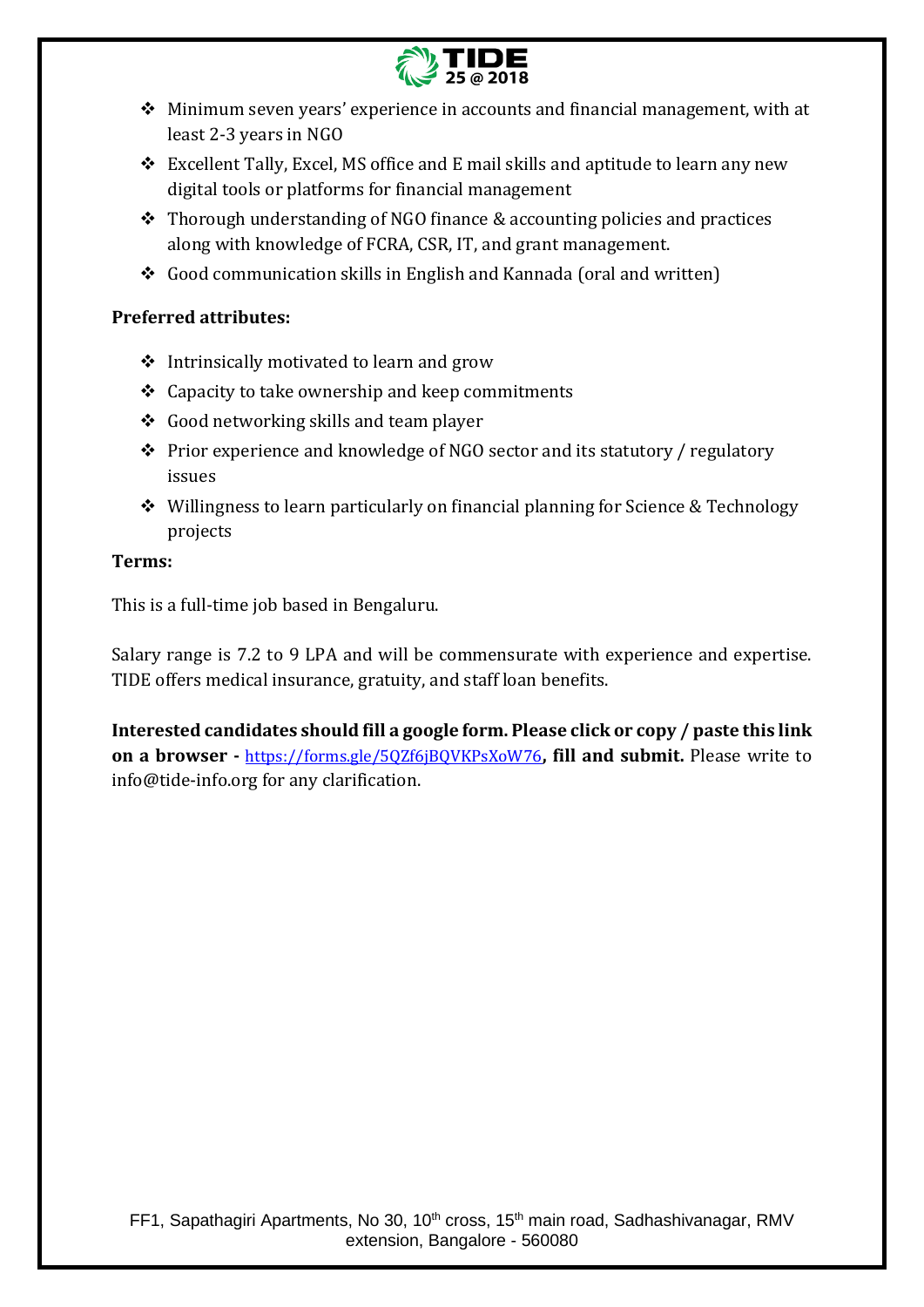- Minimum seven years' experience in accounts and financial management, with at least 2-3 years in NGO
- Excellent Tally, Excel, MS office and E mail skills and aptitude to learn any new digital tools or platforms for financial management
- Thorough understanding of NGO finance & accounting policies and practices along with knowledge of FCRA, CSR, IT, and grant management.
- Good communication skills in English and Kannada (oral and written)

**Preferred attributes:**

- Intrinsically motivated to learn and grow
- Capacity to take ownership and keep commitments
- Good networking skills and team player
- Prior experience and knowledge of NGO sector and its statutory / regulatory issues
- Willingness to learn particularly on financial planning for Science & Technology projects

**Terms:**

This is a full-time job based in Bengaluru.

Salary range is 7.2 to 9 LPA and will be commensurate with experience and expertise. TIDE offers medical insurance, gratuity, and staff loan benefits.

**Interested candidates should fill a google form. Please click or copy / paste this link on a browser -** https://forms.gle/5QZf6jBQVKPsXoW76**, fill and submit.** Please write to info@tide-info.org for any clarification.